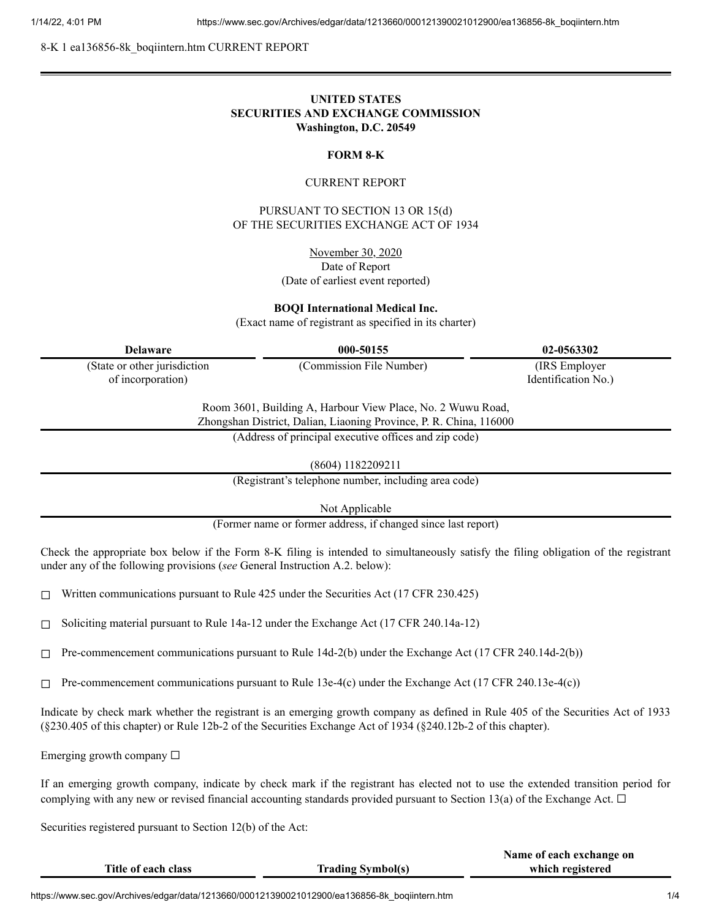8-K 1 ea136856-8k_boqiintern.htm CURRENT REPORT

**UNITED STATES**
**SECURITIES AND EXCHANGE COMMISSION**
**Washington, D.C. 20549**

**FORM 8-K**

CURRENT REPORT

PURSUANT TO SECTION 13 OR 15(d)
OF THE SECURITIES EXCHANGE ACT OF 1934

November 30, 2020
Date of Report
(Date of earliest event reported)

**BOQI International Medical Inc.**
(Exact name of registrant as specified in its charter)

| Delaware | 000-50155 | 02-0563302 |
|---|---|---|
| (State or other jurisdiction of incorporation) | (Commission File Number) | (IRS Employer Identification No.) |

Room 3601, Building A, Harbour View Place, No. 2 Wuwu Road,
Zhongshan District, Dalian, Liaoning Province, P. R. China, 116000
(Address of principal executive offices and zip code)

(8604) 1182209211
(Registrant's telephone number, including area code)

Not Applicable
(Former name or former address, if changed since last report)

Check the appropriate box below if the Form 8-K filing is intended to simultaneously satisfy the filing obligation of the registrant under any of the following provisions (*see* General Instruction A.2. below):

☐ Written communications pursuant to Rule 425 under the Securities Act (17 CFR 230.425)

☐ Soliciting material pursuant to Rule 14a-12 under the Exchange Act (17 CFR 240.14a-12)

☐ Pre-commencement communications pursuant to Rule 14d-2(b) under the Exchange Act (17 CFR 240.14d-2(b))

☐ Pre-commencement communications pursuant to Rule 13e-4(c) under the Exchange Act (17 CFR 240.13e-4(c))

Indicate by check mark whether the registrant is an emerging growth company as defined in Rule 405 of the Securities Act of 1933 (§230.405 of this chapter) or Rule 12b-2 of the Securities Exchange Act of 1934 (§240.12b-2 of this chapter).

Emerging growth company ☐

If an emerging growth company, indicate by check mark if the registrant has elected not to use the extended transition period for complying with any new or revised financial accounting standards provided pursuant to Section 13(a) of the Exchange Act. ☐

Securities registered pursuant to Section 12(b) of the Act:

| Title of each class | Trading Symbol(s) | Name of each exchange on which registered |
|---|---|---|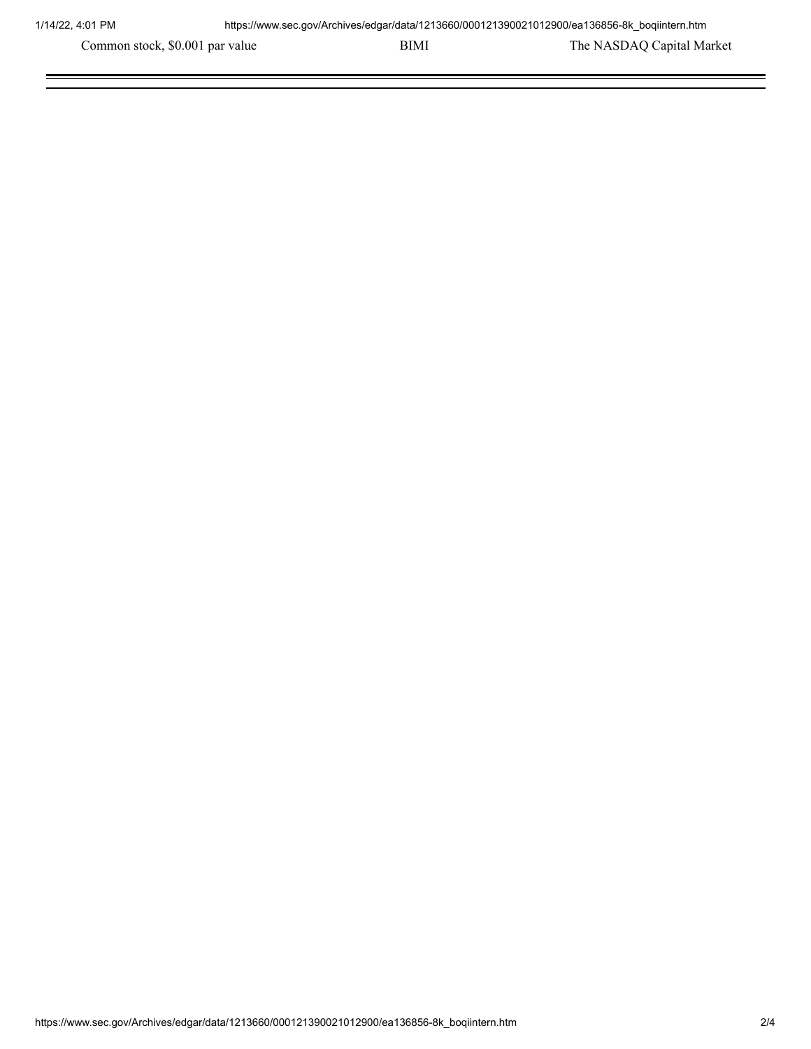| Common stock, $0.001 par value | BIMI | The NASDAQ Capital Market |
|---|---|---|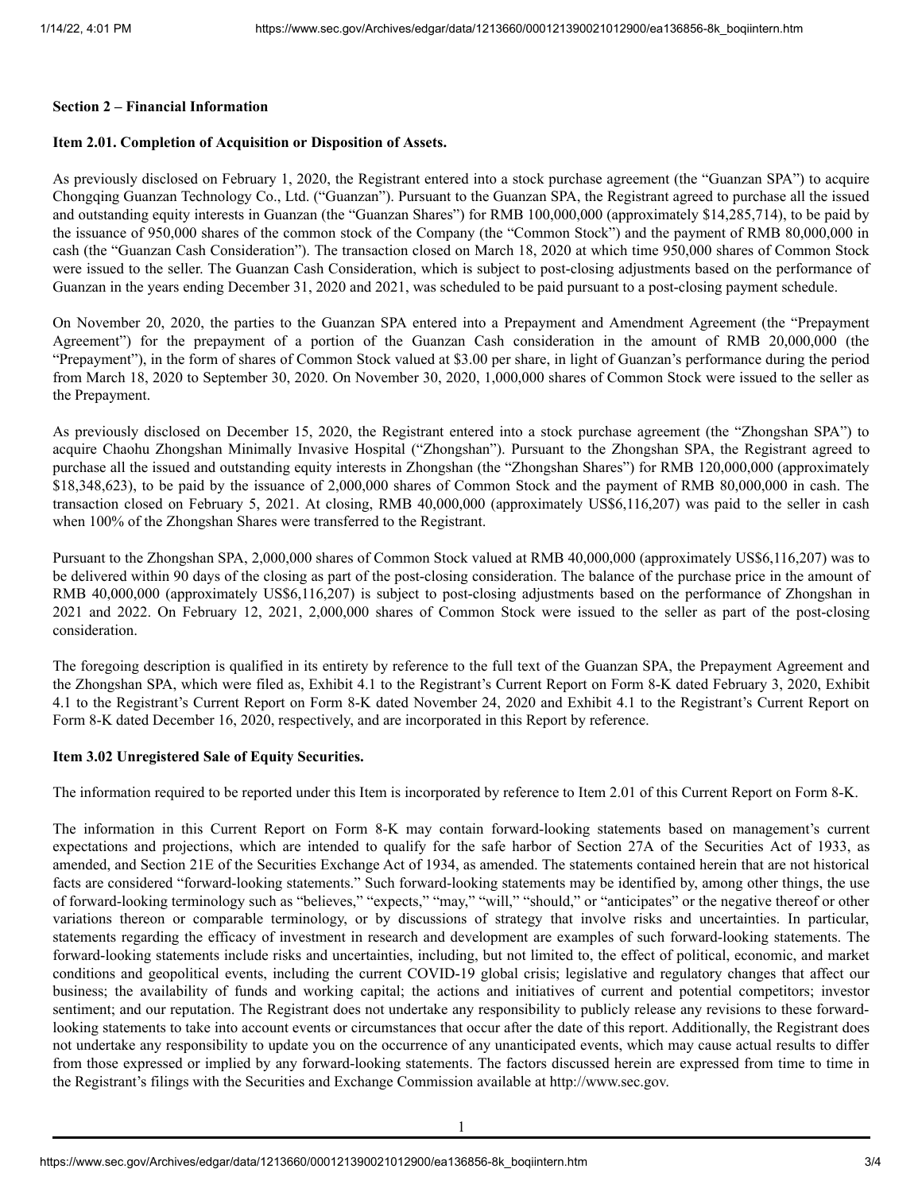**Section 2 – Financial Information**

**Item 2.01. Completion of Acquisition or Disposition of Assets.**

As previously disclosed on February 1, 2020, the Registrant entered into a stock purchase agreement (the "Guanzan SPA") to acquire Chongqing Guanzan Technology Co., Ltd. ("Guanzan"). Pursuant to the Guanzan SPA, the Registrant agreed to purchase all the issued and outstanding equity interests in Guanzan (the "Guanzan Shares") for RMB 100,000,000 (approximately $14,285,714), to be paid by the issuance of 950,000 shares of the common stock of the Company (the "Common Stock") and the payment of RMB 80,000,000 in cash (the "Guanzan Cash Consideration"). The transaction closed on March 18, 2020 at which time 950,000 shares of Common Stock were issued to the seller. The Guanzan Cash Consideration, which is subject to post-closing adjustments based on the performance of Guanzan in the years ending December 31, 2020 and 2021, was scheduled to be paid pursuant to a post-closing payment schedule.

On November 20, 2020, the parties to the Guanzan SPA entered into a Prepayment and Amendment Agreement (the "Prepayment Agreement") for the prepayment of a portion of the Guanzan Cash consideration in the amount of RMB 20,000,000 (the "Prepayment"), in the form of shares of Common Stock valued at $3.00 per share, in light of Guanzan's performance during the period from March 18, 2020 to September 30, 2020. On November 30, 2020, 1,000,000 shares of Common Stock were issued to the seller as the Prepayment.

As previously disclosed on December 15, 2020, the Registrant entered into a stock purchase agreement (the "Zhongshan SPA") to acquire Chaohu Zhongshan Minimally Invasive Hospital ("Zhongshan"). Pursuant to the Zhongshan SPA, the Registrant agreed to purchase all the issued and outstanding equity interests in Zhongshan (the "Zhongshan Shares") for RMB 120,000,000 (approximately $18,348,623), to be paid by the issuance of 2,000,000 shares of Common Stock and the payment of RMB 80,000,000 in cash. The transaction closed on February 5, 2021. At closing, RMB 40,000,000 (approximately US$6,116,207) was paid to the seller in cash when 100% of the Zhongshan Shares were transferred to the Registrant.

Pursuant to the Zhongshan SPA, 2,000,000 shares of Common Stock valued at RMB 40,000,000 (approximately US$6,116,207) was to be delivered within 90 days of the closing as part of the post-closing consideration. The balance of the purchase price in the amount of RMB 40,000,000 (approximately US$6,116,207) is subject to post-closing adjustments based on the performance of Zhongshan in 2021 and 2022. On February 12, 2021, 2,000,000 shares of Common Stock were issued to the seller as part of the post-closing consideration.

The foregoing description is qualified in its entirety by reference to the full text of the Guanzan SPA, the Prepayment Agreement and the Zhongshan SPA, which were filed as, Exhibit 4.1 to the Registrant's Current Report on Form 8-K dated February 3, 2020, Exhibit 4.1 to the Registrant's Current Report on Form 8-K dated November 24, 2020 and Exhibit 4.1 to the Registrant's Current Report on Form 8-K dated December 16, 2020, respectively, and are incorporated in this Report by reference.

**Item 3.02 Unregistered Sale of Equity Securities.**

The information required to be reported under this Item is incorporated by reference to Item 2.01 of this Current Report on Form 8-K.

The information in this Current Report on Form 8-K may contain forward-looking statements based on management's current expectations and projections, which are intended to qualify for the safe harbor of Section 27A of the Securities Act of 1933, as amended, and Section 21E of the Securities Exchange Act of 1934, as amended. The statements contained herein that are not historical facts are considered "forward-looking statements." Such forward-looking statements may be identified by, among other things, the use of forward-looking terminology such as "believes," "expects," "may," "will," "should," or "anticipates" or the negative thereof or other variations thereon or comparable terminology, or by discussions of strategy that involve risks and uncertainties. In particular, statements regarding the efficacy of investment in research and development are examples of such forward-looking statements. The forward-looking statements include risks and uncertainties, including, but not limited to, the effect of political, economic, and market conditions and geopolitical events, including the current COVID-19 global crisis; legislative and regulatory changes that affect our business; the availability of funds and working capital; the actions and initiatives of current and potential competitors; investor sentiment; and our reputation. The Registrant does not undertake any responsibility to publicly release any revisions to these forward-looking statements to take into account events or circumstances that occur after the date of this report. Additionally, the Registrant does not undertake any responsibility to update you on the occurrence of any unanticipated events, which may cause actual results to differ from those expressed or implied by any forward-looking statements. The factors discussed herein are expressed from time to time in the Registrant's filings with the Securities and Exchange Commission available at http://www.sec.gov.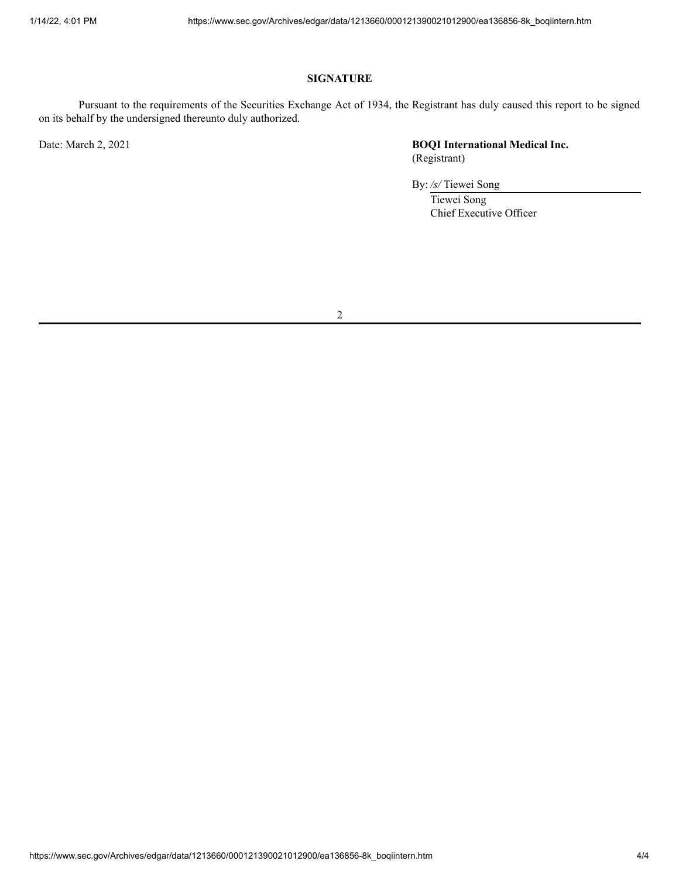**SIGNATURE**

Pursuant to the requirements of the Securities Exchange Act of 1934, the Registrant has duly caused this report to be signed on its behalf by the undersigned thereunto duly authorized.

Date: March 2, 2021

**BOQI International Medical Inc.**
(Registrant)

By: */s/* Tiewei Song
Tiewei Song
Chief Executive Officer